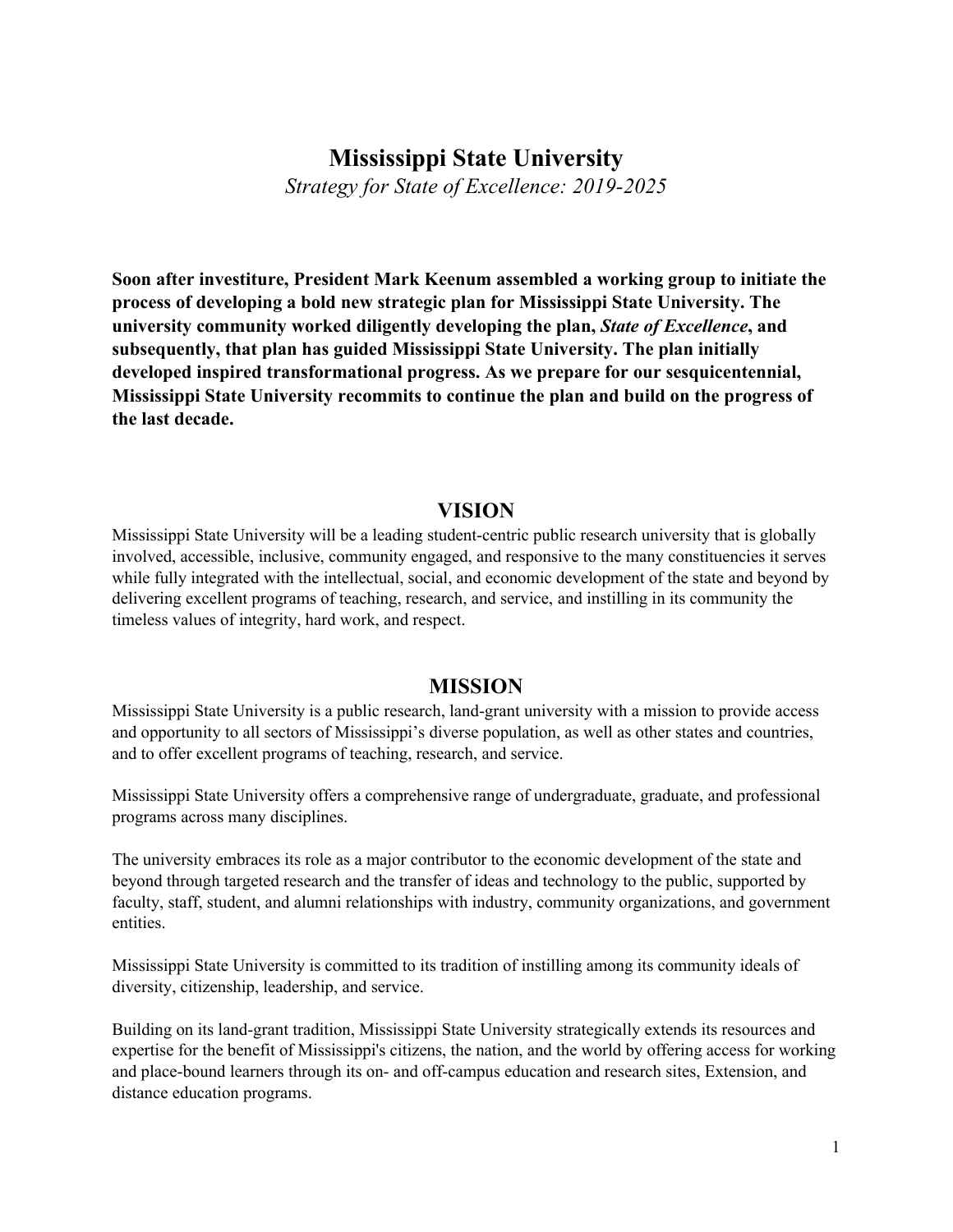# Mississippi State University

*Strategy for State of Excellence: 2019-2025*

**Soon after investiture, President Mark Keenum assembled a working group to initiate the process of developing a bold new strategic plan for Mississippi State University. The university community worked diligently developing the plan, *State of Excellence*, and subsequently, that plan has guided Mississippi State University. The plan initially developed inspired transformational progress. As we prepare for our sesquicentennial, Mississippi State University recommits to continue the plan and build on the progress of the last decade.**

## VISION

Mississippi State University will be a leading student-centric public research university that is globally involved, accessible, inclusive, community engaged, and responsive to the many constituencies it serves while fully integrated with the intellectual, social, and economic development of the state and beyond by delivering excellent programs of teaching, research, and service, and instilling in its community the timeless values of integrity, hard work, and respect.

## MISSION

Mississippi State University is a public research, land-grant university with a mission to provide access and opportunity to all sectors of Mississippi's diverse population, as well as other states and countries, and to offer excellent programs of teaching, research, and service.

Mississippi State University offers a comprehensive range of undergraduate, graduate, and professional programs across many disciplines.

The university embraces its role as a major contributor to the economic development of the state and beyond through targeted research and the transfer of ideas and technology to the public, supported by faculty, staff, student, and alumni relationships with industry, community organizations, and government entities.

Mississippi State University is committed to its tradition of instilling among its community ideals of diversity, citizenship, leadership, and service.

Building on its land-grant tradition, Mississippi State University strategically extends its resources and expertise for the benefit of Mississippi's citizens, the nation, and the world by offering access for working and place-bound learners through its on- and off-campus education and research sites, Extension, and distance education programs.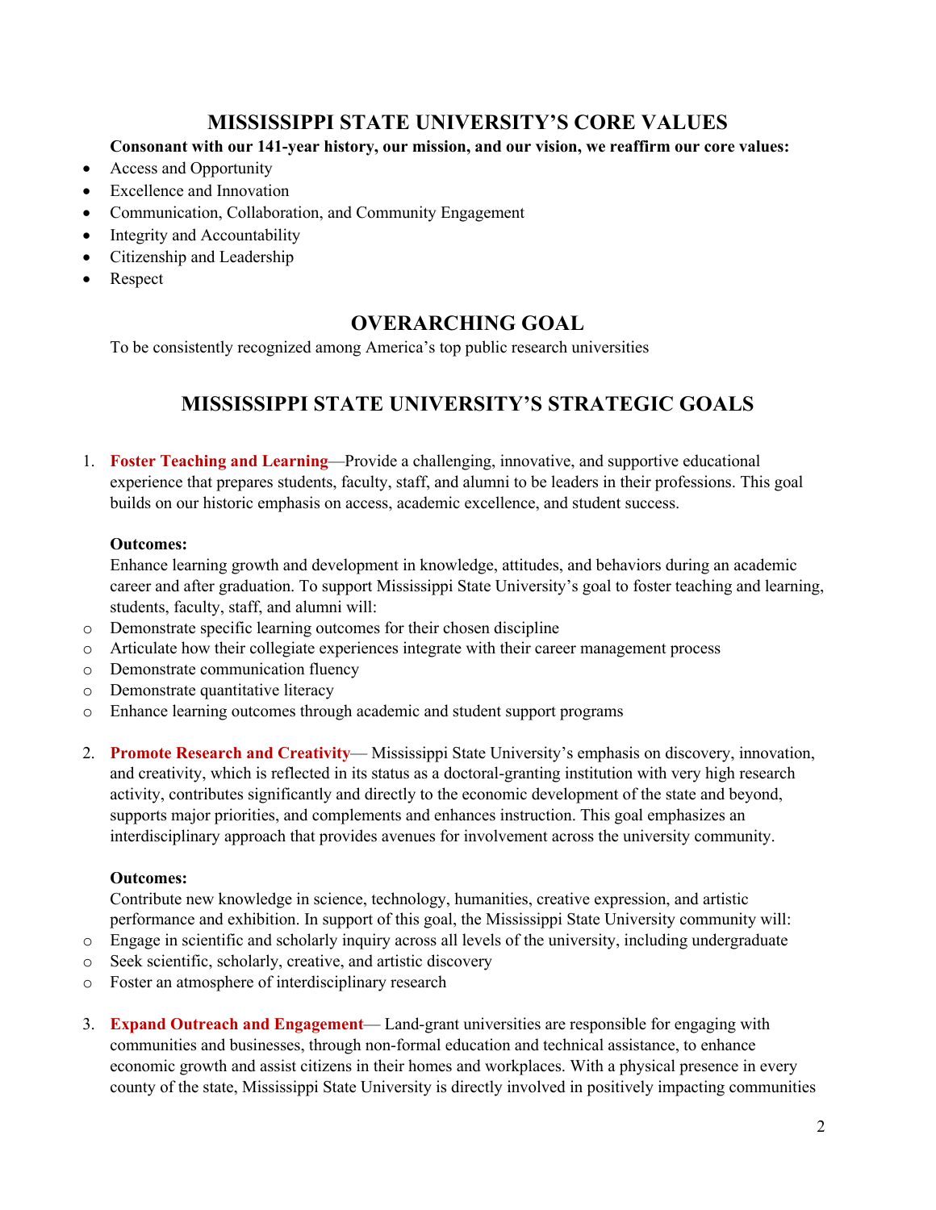## MISSISSIPPI STATE UNIVERSITY'S CORE VALUES

**Consonant with our 141-year history, our mission, and our vision, we reaffirm our core values:**

- Access and Opportunity
- Excellence and Innovation
- Communication, Collaboration, and Community Engagement
- Integrity and Accountability
- Citizenship and Leadership
- Respect

## OVERARCHING GOAL

To be consistently recognized among America's top public research universities

## MISSISSIPPI STATE UNIVERSITY'S STRATEGIC GOALS

1. **Foster Teaching and Learning**—Provide a challenging, innovative, and supportive educational experience that prepares students, faculty, staff, and alumni to be leaders in their professions. This goal builds on our historic emphasis on access, academic excellence, and student success.

   **Outcomes:**

   Enhance learning growth and development in knowledge, attitudes, and behaviors during an academic career and after graduation. To support Mississippi State University's goal to foster teaching and learning, students, faculty, staff, and alumni will:

   - Demonstrate specific learning outcomes for their chosen discipline
   - Articulate how their collegiate experiences integrate with their career management process
   - Demonstrate communication fluency
   - Demonstrate quantitative literacy
   - Enhance learning outcomes through academic and student support programs

2. **Promote Research and Creativity**— Mississippi State University's emphasis on discovery, innovation, and creativity, which is reflected in its status as a doctoral-granting institution with very high research activity, contributes significantly and directly to the economic development of the state and beyond, supports major priorities, and complements and enhances instruction. This goal emphasizes an interdisciplinary approach that provides avenues for involvement across the university community.

   **Outcomes:**

   Contribute new knowledge in science, technology, humanities, creative expression, and artistic performance and exhibition. In support of this goal, the Mississippi State University community will:

   - Engage in scientific and scholarly inquiry across all levels of the university, including undergraduate
   - Seek scientific, scholarly, creative, and artistic discovery
   - Foster an atmosphere of interdisciplinary research

3. **Expand Outreach and Engagement**— Land-grant universities are responsible for engaging with communities and businesses, through non-formal education and technical assistance, to enhance economic growth and assist citizens in their homes and workplaces. With a physical presence in every county of the state, Mississippi State University is directly involved in positively impacting communities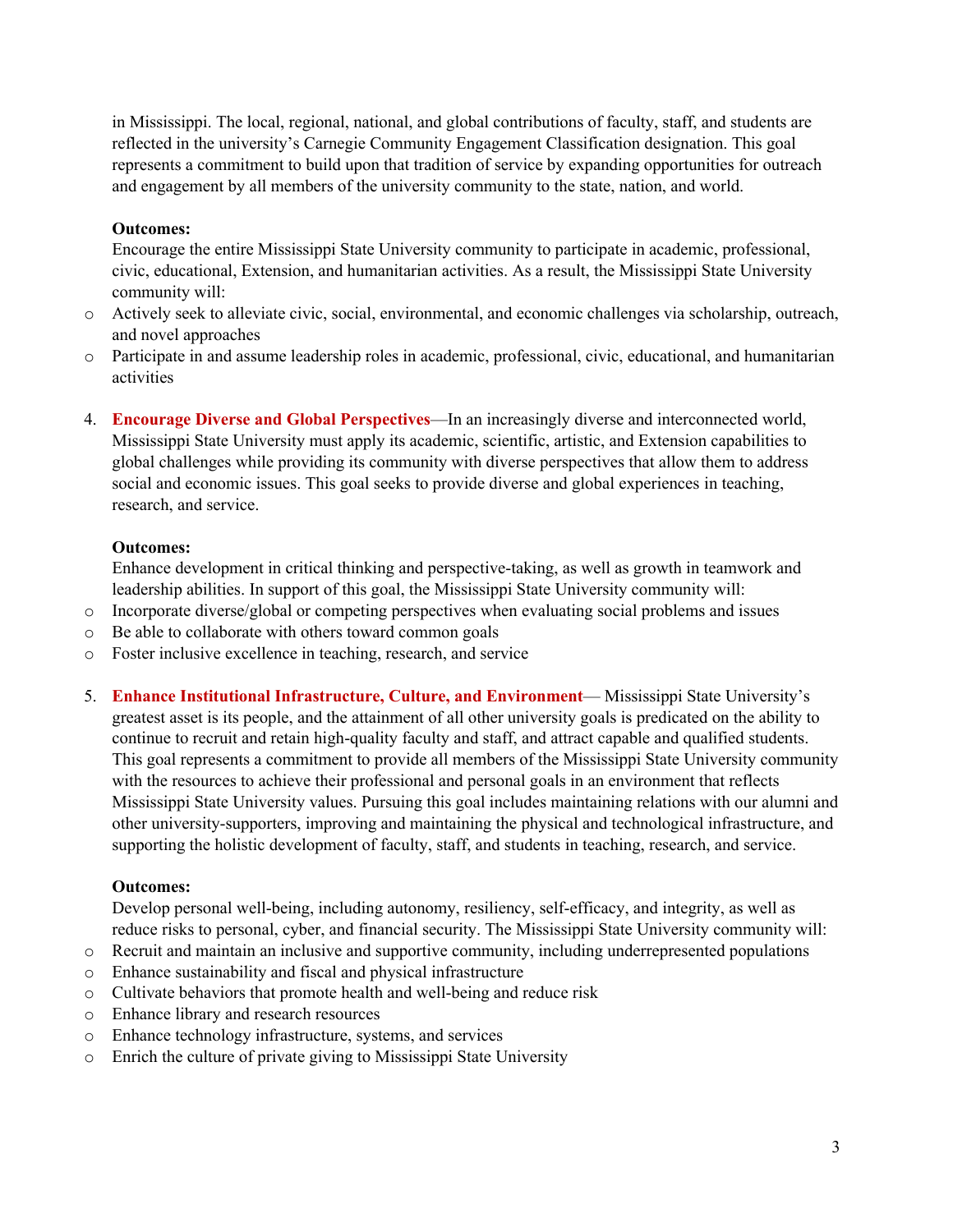in Mississippi. The local, regional, national, and global contributions of faculty, staff, and students are reflected in the university's Carnegie Community Engagement Classification designation. This goal represents a commitment to build upon that tradition of service by expanding opportunities for outreach and engagement by all members of the university community to the state, nation, and world.

**Outcomes:**

Encourage the entire Mississippi State University community to participate in academic, professional, civic, educational, Extension, and humanitarian activities. As a result, the Mississippi State University community will:

- Actively seek to alleviate civic, social, environmental, and economic challenges via scholarship, outreach, and novel approaches
- Participate in and assume leadership roles in academic, professional, civic, educational, and humanitarian activities

4. **Encourage Diverse and Global Perspectives**—In an increasingly diverse and interconnected world, Mississippi State University must apply its academic, scientific, artistic, and Extension capabilities to global challenges while providing its community with diverse perspectives that allow them to address social and economic issues. This goal seeks to provide diverse and global experiences in teaching, research, and service.

**Outcomes:**

Enhance development in critical thinking and perspective-taking, as well as growth in teamwork and leadership abilities. In support of this goal, the Mississippi State University community will:

- Incorporate diverse/global or competing perspectives when evaluating social problems and issues
- Be able to collaborate with others toward common goals
- Foster inclusive excellence in teaching, research, and service

5. **Enhance Institutional Infrastructure, Culture, and Environment**— Mississippi State University's greatest asset is its people, and the attainment of all other university goals is predicated on the ability to continue to recruit and retain high-quality faculty and staff, and attract capable and qualified students. This goal represents a commitment to provide all members of the Mississippi State University community with the resources to achieve their professional and personal goals in an environment that reflects Mississippi State University values. Pursuing this goal includes maintaining relations with our alumni and other university-supporters, improving and maintaining the physical and technological infrastructure, and supporting the holistic development of faculty, staff, and students in teaching, research, and service.

**Outcomes:**

Develop personal well-being, including autonomy, resiliency, self-efficacy, and integrity, as well as reduce risks to personal, cyber, and financial security. The Mississippi State University community will:

- Recruit and maintain an inclusive and supportive community, including underrepresented populations
- Enhance sustainability and fiscal and physical infrastructure
- Cultivate behaviors that promote health and well-being and reduce risk
- Enhance library and research resources
- Enhance technology infrastructure, systems, and services
- Enrich the culture of private giving to Mississippi State University